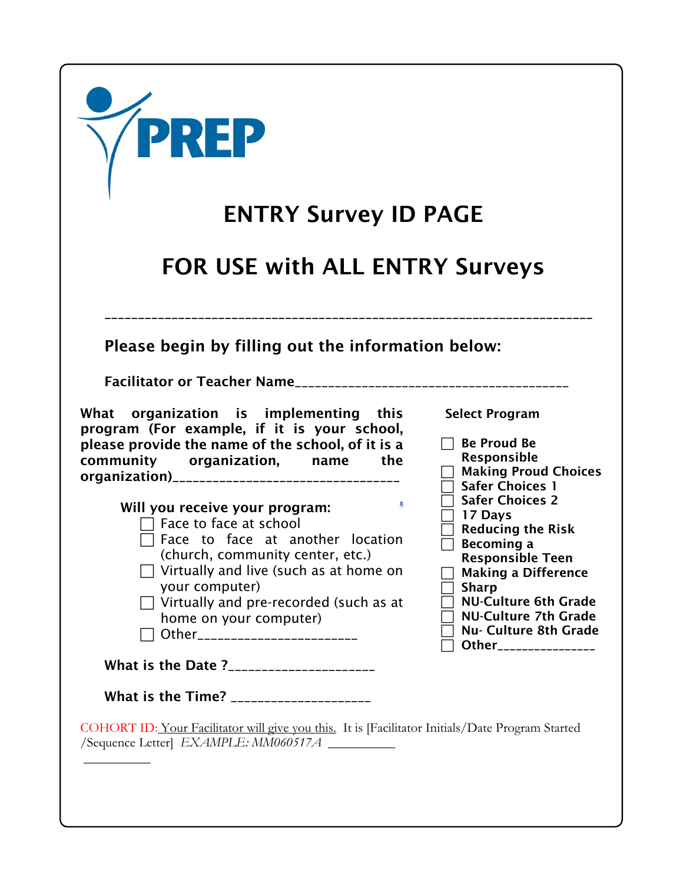PREP

# ENTRY Survey ID PAGE

# FOR USE with ALL ENTRY Surveys

---

**Please begin by filling out the information below:**

**Facilitator or Teacher Name**________________________________________

**What organization is implementing this program (For example, if it is your school, please provide the name of the school, of it is a community organization, name the organization)**________________________________

**Will you receive your program:**

- ☐ Face to face at school
- ☐ Face to face at another location (church, community center, etc.)
- ☐ Virtually and live (such as at home on your computer)
- ☐ Virtually and pre-recorded (such as at home on your computer)
- ☐ Other______________________

**Select Program**

- ☐ **Be Proud Be Responsible**
- ☐ **Making Proud Choices**
- ☐ **Safer Choices 1**
- ☐ **Safer Choices 2**
- ☐ **17 Days**
- ☐ **Reducing the Risk**
- ☐ **Becoming a Responsible Teen**
- ☐ **Making a Difference**
- ☐ **Sharp**
- ☐ **NU-Culture 6th Grade**
- ☐ **NU-Culture 7th Grade**
- ☐ **Nu- Culture 8th Grade**
- ☐ **Other**______________

**What is the Date ?**____________________

**What is the Time?** ____________________

COHORT ID: Your Facilitator will give you this. It is [Facilitator Initials/Date Program Started /Sequence Letter] *EXAMPLE: MM060517A* __________

__________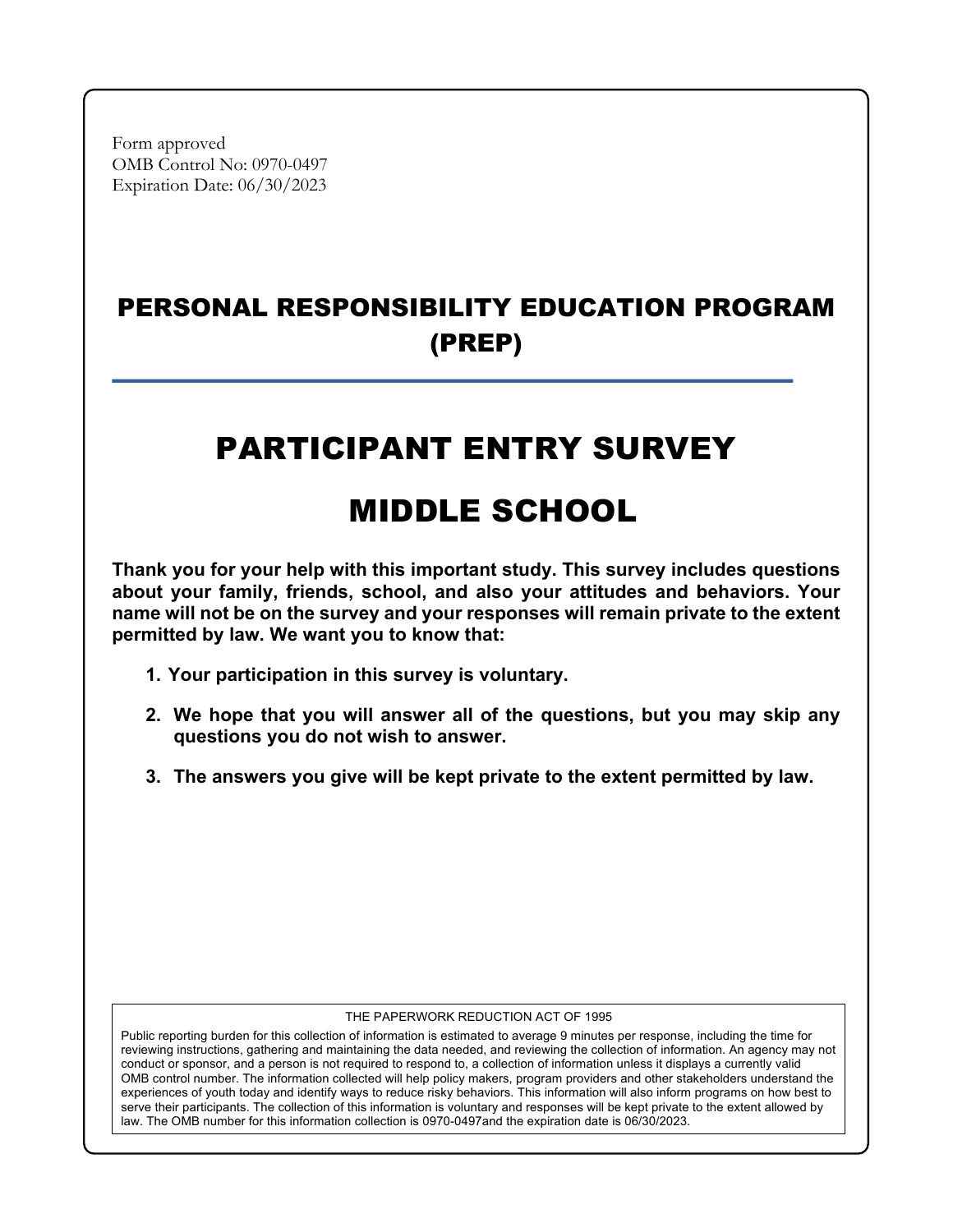Form approved
OMB Control No: 0970-0497
Expiration Date: 06/30/2023

# PERSONAL RESPONSIBILITY EDUCATION PROGRAM (PREP)

# PARTICIPANT ENTRY SURVEY

# MIDDLE SCHOOL

**Thank you for your help with this important study. This survey includes questions about your family, friends, school, and also your attitudes and behaviors. Your name will not be on the survey and your responses will remain private to the extent permitted by law. We want you to know that:**

1. **Your participation in this survey is voluntary.**
2. **We hope that you will answer all of the questions, but you may skip any questions you do not wish to answer.**
3. **The answers you give will be kept private to the extent permitted by law.**

THE PAPERWORK REDUCTION ACT OF 1995

Public reporting burden for this collection of information is estimated to average 9 minutes per response, including the time for reviewing instructions, gathering and maintaining the data needed, and reviewing the collection of information. An agency may not conduct or sponsor, and a person is not required to respond to, a collection of information unless it displays a currently valid OMB control number. The information collected will help policy makers, program providers and other stakeholders understand the experiences of youth today and identify ways to reduce risky behaviors. This information will also inform programs on how best to serve their participants. The collection of this information is voluntary and responses will be kept private to the extent allowed by law. The OMB number for this information collection is 0970-0497and the expiration date is 06/30/2023.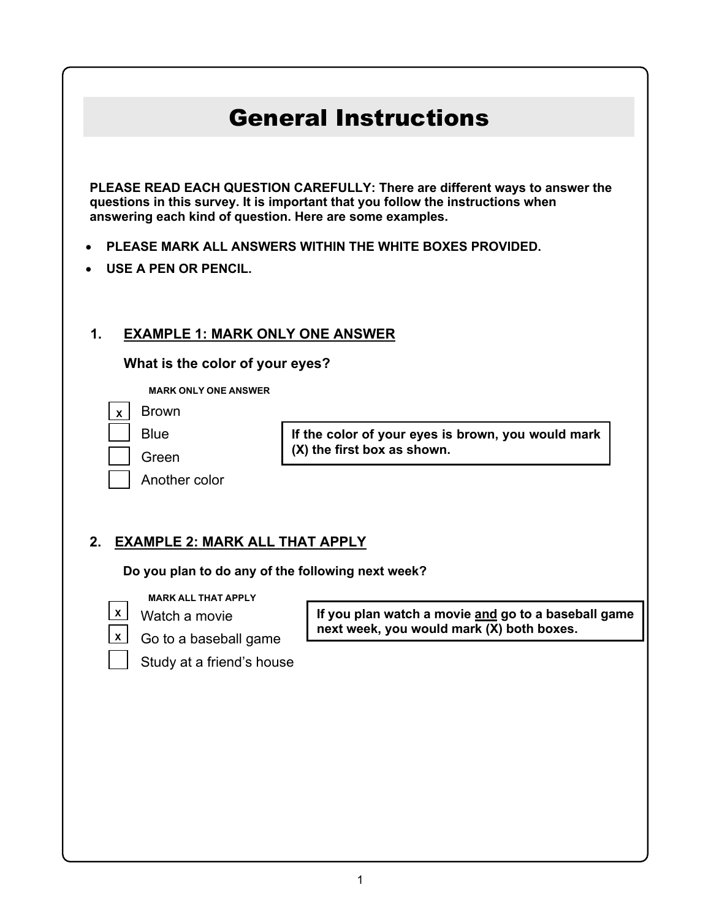# General Instructions

**PLEASE READ EACH QUESTION CAREFULLY: There are different ways to answer the questions in this survey. It is important that you follow the instructions when answering each kind of question. Here are some examples.**

- **PLEASE MARK ALL ANSWERS WITHIN THE WHITE BOXES PROVIDED.**
- **USE A PEN OR PENCIL.**

**1. <u>EXAMPLE 1: MARK ONLY ONE ANSWER</u>**

**What is the color of your eyes?**

**MARK ONLY ONE ANSWER**

- [x] Brown
- [ ] Blue
- [ ] Green
- [ ] Another color

**If the color of your eyes is brown, you would mark (X) the first box as shown.**

**2. <u>EXAMPLE 2: MARK ALL THAT APPLY</u>**

**Do you plan to do any of the following next week?**

**MARK ALL THAT APPLY**

- [x] Watch a movie
- [x] Go to a baseball game
- [ ] Study at a friend's house

**If you plan watch a movie <u>and</u> go to a baseball game next week, you would mark (X) both boxes.**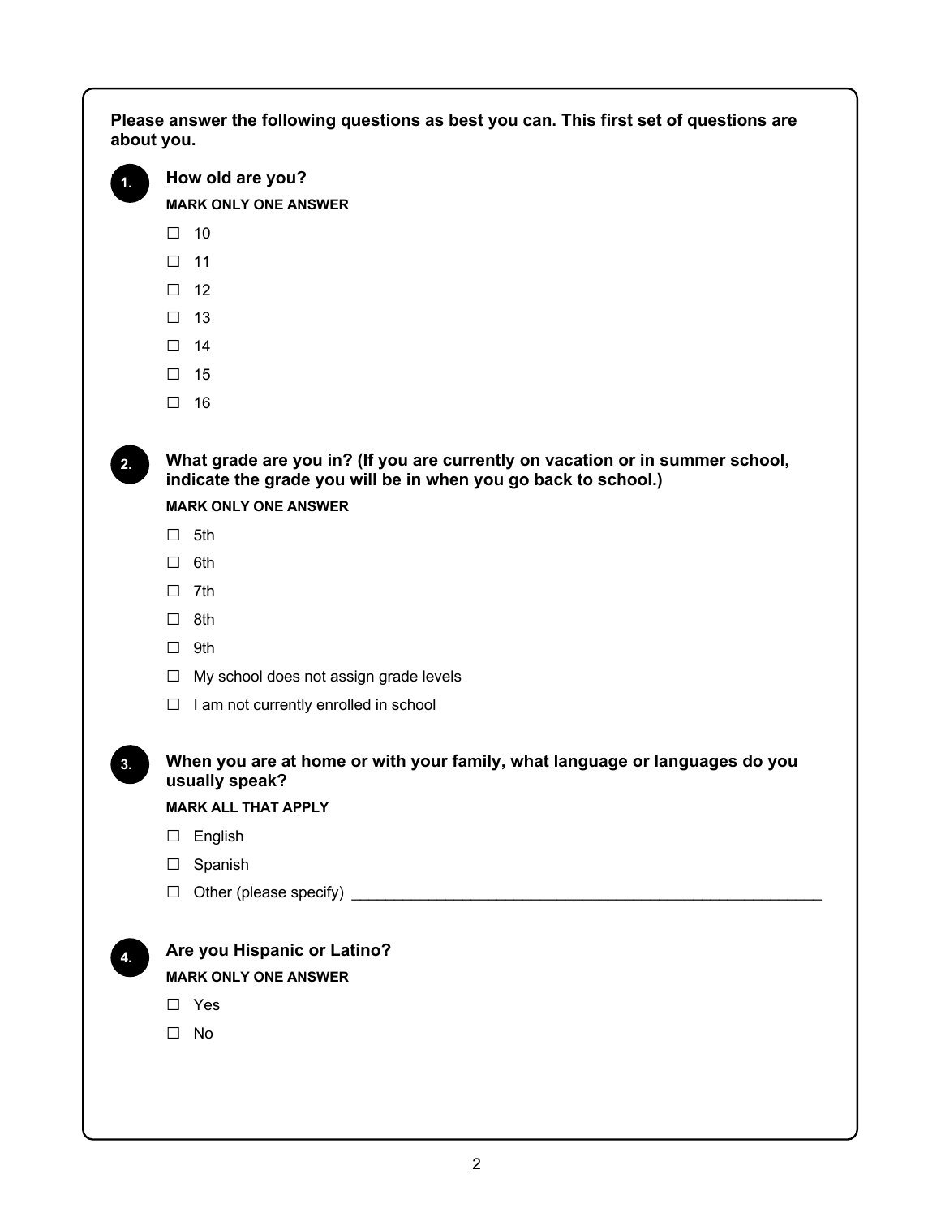**Please answer the following questions as best you can. This first set of questions are about you.**

**1. How old are you?**

**MARK ONLY ONE ANSWER**

- ☐ 10
- ☐ 11
- ☐ 12
- ☐ 13
- ☐ 14
- ☐ 15
- ☐ 16

**2. What grade are you in? (If you are currently on vacation or in summer school, indicate the grade you will be in when you go back to school.)**

**MARK ONLY ONE ANSWER**

- ☐ 5th
- ☐ 6th
- ☐ 7th
- ☐ 8th
- ☐ 9th
- ☐ My school does not assign grade levels
- ☐ I am not currently enrolled in school

**3. When you are at home or with your family, what language or languages do you usually speak?**

**MARK ALL THAT APPLY**

- ☐ English
- ☐ Spanish
- ☐ Other (please specify) ______________________________________________________

**4. Are you Hispanic or Latino?**

**MARK ONLY ONE ANSWER**

- ☐ Yes
- ☐ No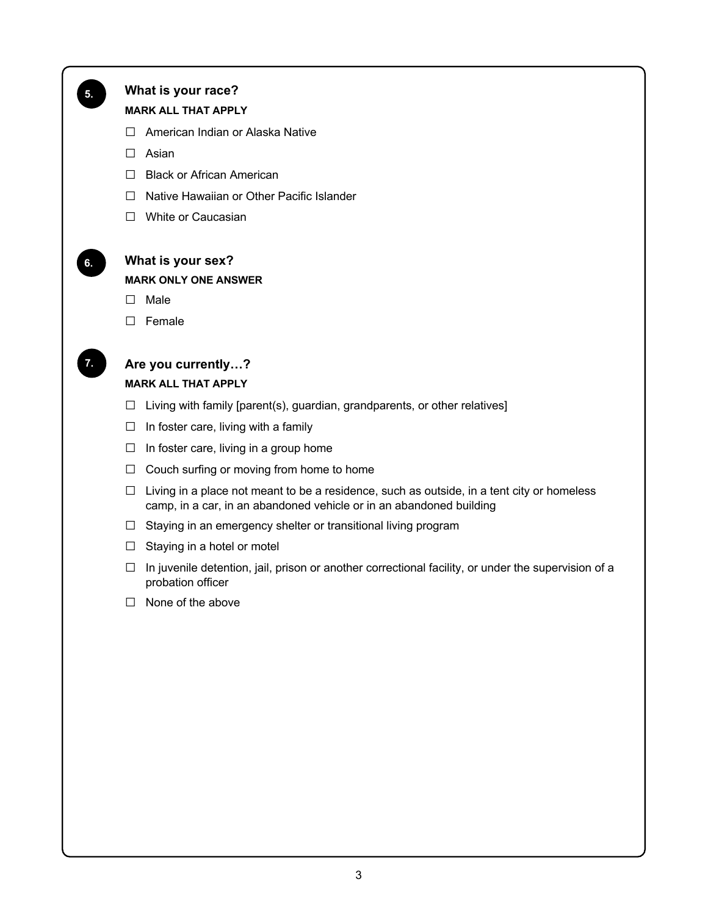**5.** **What is your race?**

**MARK ALL THAT APPLY**

- ☐ American Indian or Alaska Native
- ☐ Asian
- ☐ Black or African American
- ☐ Native Hawaiian or Other Pacific Islander
- ☐ White or Caucasian

**6.** **What is your sex?**

**MARK ONLY ONE ANSWER**

- ☐ Male
- ☐ Female

**7.** **Are you currently…?**

**MARK ALL THAT APPLY**

- ☐ Living with family [parent(s), guardian, grandparents, or other relatives]
- ☐ In foster care, living with a family
- ☐ In foster care, living in a group home
- ☐ Couch surfing or moving from home to home
- ☐ Living in a place not meant to be a residence, such as outside, in a tent city or homeless camp, in a car, in an abandoned vehicle or in an abandoned building
- ☐ Staying in an emergency shelter or transitional living program
- ☐ Staying in a hotel or motel
- ☐ In juvenile detention, jail, prison or another correctional facility, or under the supervision of a probation officer
- ☐ None of the above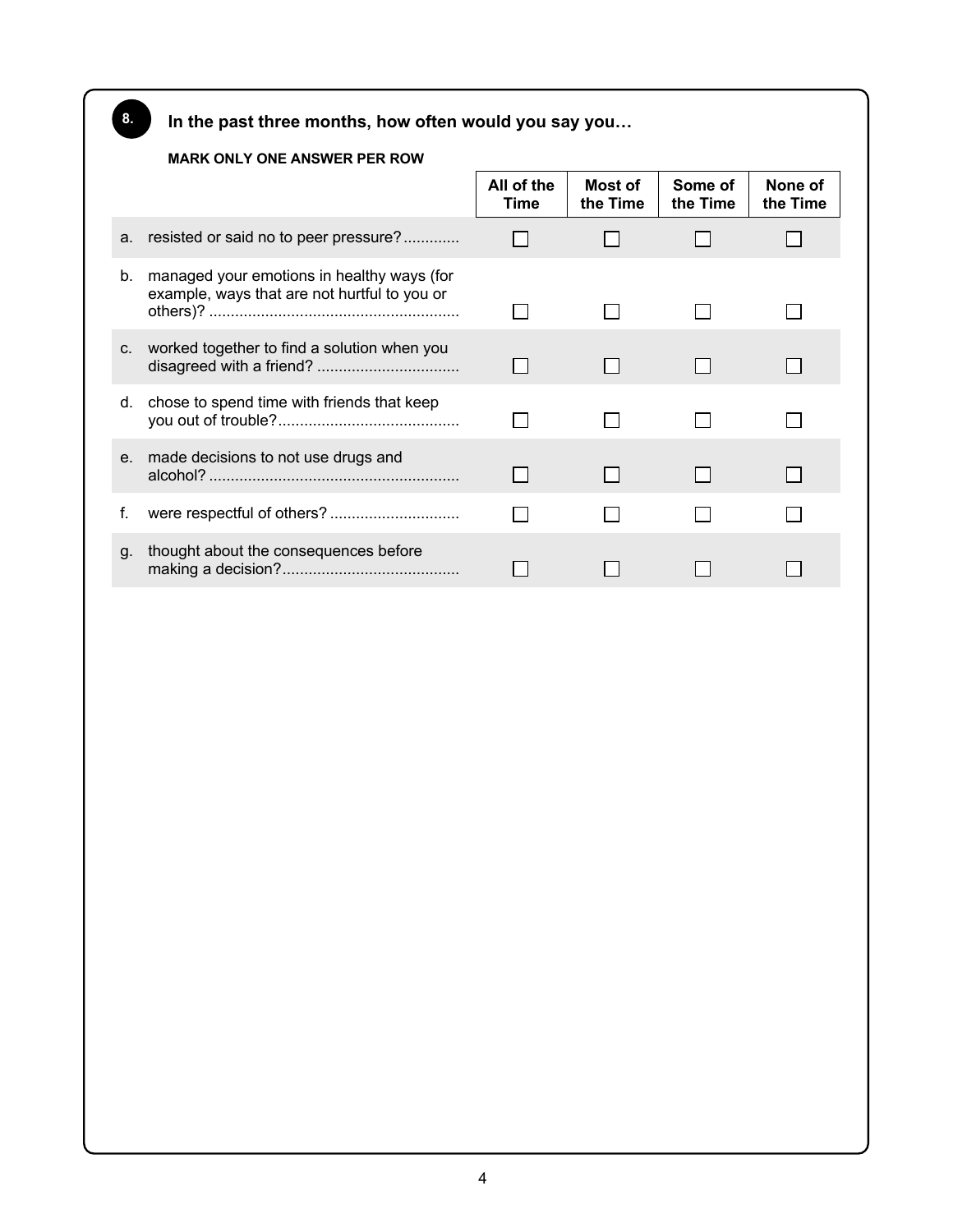**8.** **In the past three months, how often would you say you…**

**MARK ONLY ONE ANSWER PER ROW**

| | All of the Time | Most of the Time | Some of the Time | None of the Time |
|---|---|---|---|---|
| a. resisted or said no to peer pressure? | ☐ | ☐ | ☐ | ☐ |
| b. managed your emotions in healthy ways (for example, ways that are not hurtful to you or others)? | ☐ | ☐ | ☐ | ☐ |
| c. worked together to find a solution when you disagreed with a friend? | ☐ | ☐ | ☐ | ☐ |
| d. chose to spend time with friends that keep you out of trouble? | ☐ | ☐ | ☐ | ☐ |
| e. made decisions to not use drugs and alcohol? | ☐ | ☐ | ☐ | ☐ |
| f. were respectful of others? | ☐ | ☐ | ☐ | ☐ |
| g. thought about the consequences before making a decision? | ☐ | ☐ | ☐ | ☐ |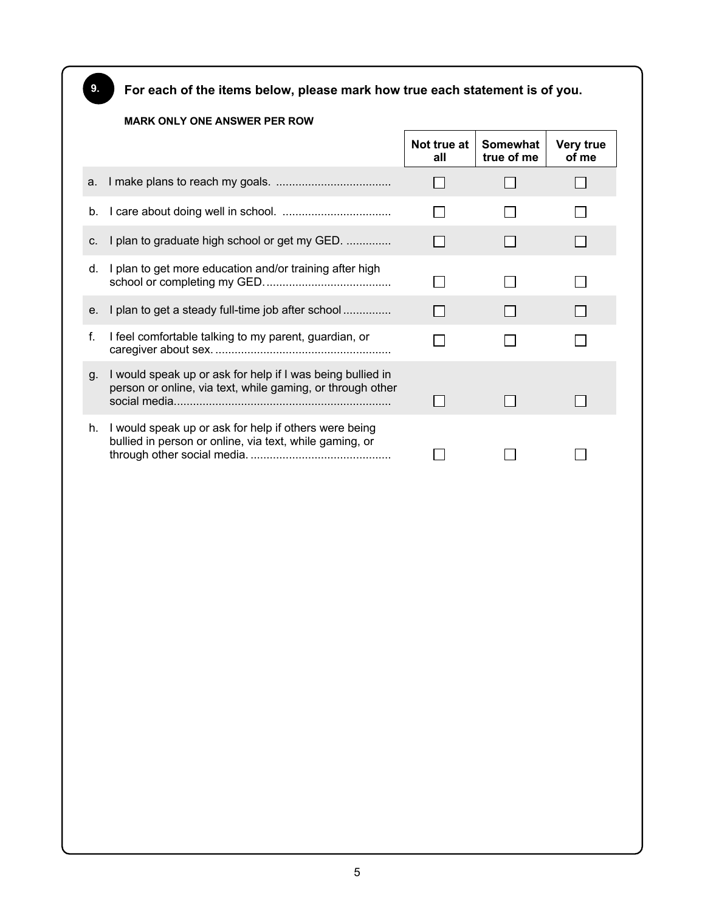**9. For each of the items below, please mark how true each statement is of you.**

**MARK ONLY ONE ANSWER PER ROW**

| | Not true at all | Somewhat true of me | Very true of me |
|---|---|---|---|
| a. I make plans to reach my goals. | ☐ | ☐ | ☐ |
| b. I care about doing well in school. | ☐ | ☐ | ☐ |
| c. I plan to graduate high school or get my GED. | ☐ | ☐ | ☐ |
| d. I plan to get more education and/or training after high school or completing my GED. | ☐ | ☐ | ☐ |
| e. I plan to get a steady full-time job after school | ☐ | ☐ | ☐ |
| f. I feel comfortable talking to my parent, guardian, or caregiver about sex. | ☐ | ☐ | ☐ |
| g. I would speak up or ask for help if I was being bullied in person or online, via text, while gaming, or through other social media. | ☐ | ☐ | ☐ |
| h. I would speak up or ask for help if others were being bullied in person or online, via text, while gaming, or through other social media. | ☐ | ☐ | ☐ |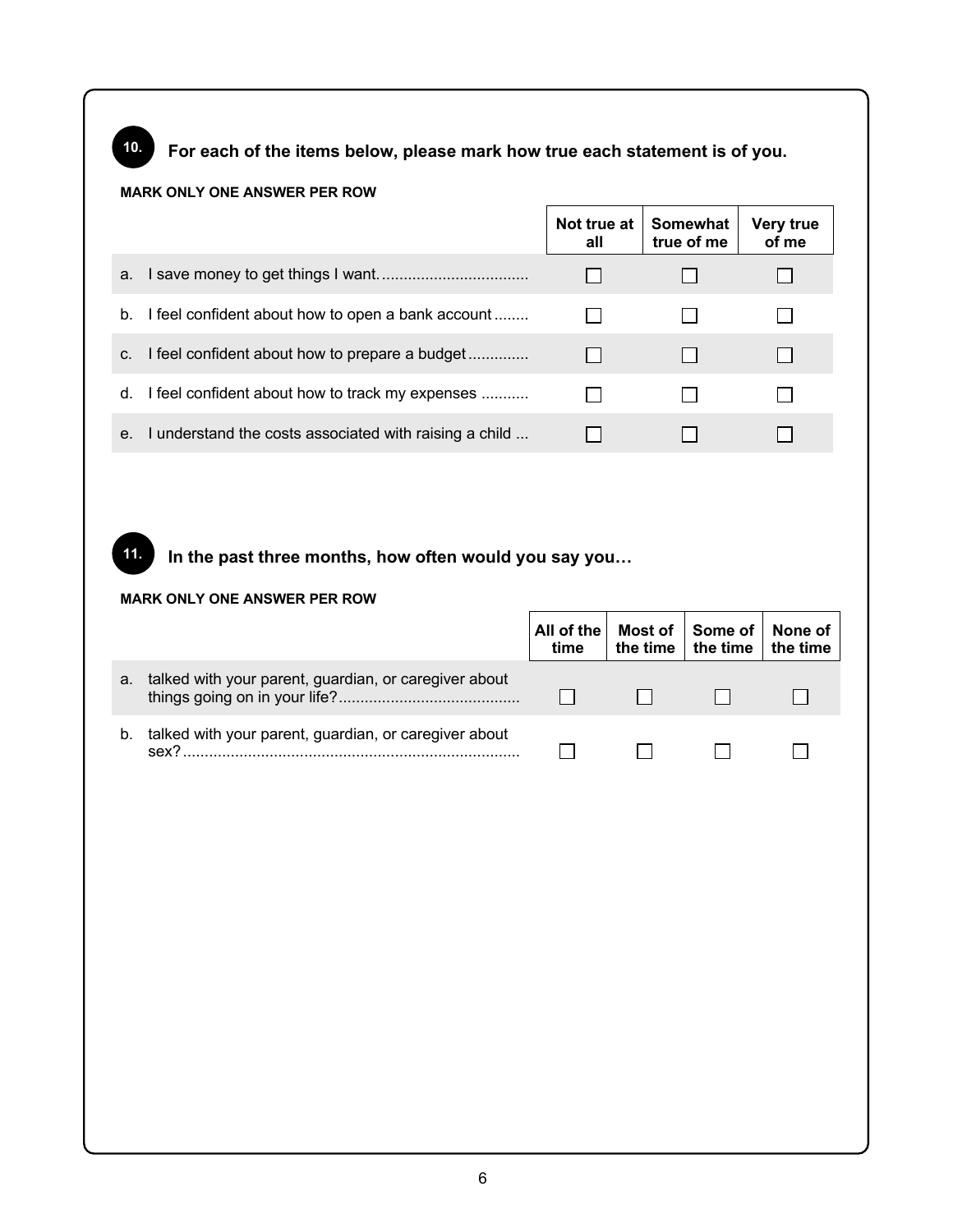**10.** **For each of the items below, please mark how true each statement is of you.**

**MARK ONLY ONE ANSWER PER ROW**

| | Not true at all | Somewhat true of me | Very true of me |
|---|---|---|---|
| a. I save money to get things I want. | ☐ | ☐ | ☐ |
| b. I feel confident about how to open a bank account | ☐ | ☐ | ☐ |
| c. I feel confident about how to prepare a budget | ☐ | ☐ | ☐ |
| d. I feel confident about how to track my expenses | ☐ | ☐ | ☐ |
| e. I understand the costs associated with raising a child | ☐ | ☐ | ☐ |

**11.** **In the past three months, how often would you say you…**

**MARK ONLY ONE ANSWER PER ROW**

| | All of the time | Most of the time | Some of the time | None of the time |
|---|---|---|---|---|
| a. talked with your parent, guardian, or caregiver about things going on in your life? | ☐ | ☐ | ☐ | ☐ |
| b. talked with your parent, guardian, or caregiver about sex? | ☐ | ☐ | ☐ | ☐ |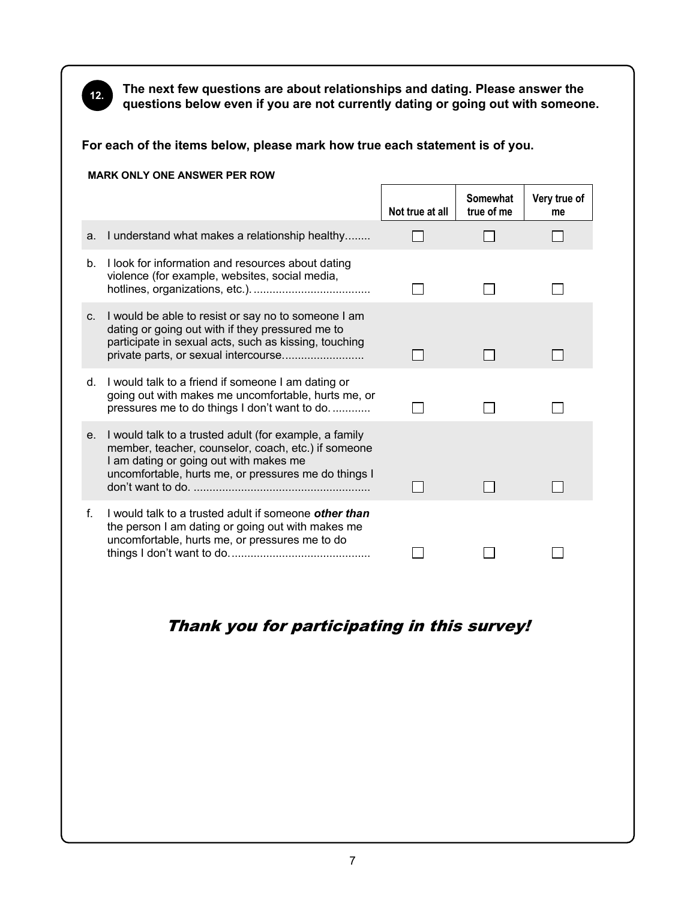**12.** **The next few questions are about relationships and dating. Please answer the questions below even if you are not currently dating or going out with someone.**

**For each of the items below, please mark how true each statement is of you.**

**MARK ONLY ONE ANSWER PER ROW**

| | Not true at all | Somewhat true of me | Very true of me |
|---|---|---|---|
| a. I understand what makes a relationship healthy........ | ☐ | ☐ | ☐ |
| b. I look for information and resources about dating violence (for example, websites, social media, hotlines, organizations, etc.). .................................... | ☐ | ☐ | ☐ |
| c. I would be able to resist or say no to someone I am dating or going out with if they pressured me to participate in sexual acts, such as kissing, touching private parts, or sexual intercourse......................... | ☐ | ☐ | ☐ |
| d. I would talk to a friend if someone I am dating or going out with makes me uncomfortable, hurts me, or pressures me to do things I don't want to do. ........... | ☐ | ☐ | ☐ |
| e. I would talk to a trusted adult (for example, a family member, teacher, counselor, coach, etc.) if someone I am dating or going out with makes me uncomfortable, hurts me, or pressures me do things I don't want to do. ....................................................... | ☐ | ☐ | ☐ |
| f. I would talk to a trusted adult if someone ***other than*** the person I am dating or going out with makes me uncomfortable, hurts me, or pressures me to do things I don't want to do. .......................................... | ☐ | ☐ | ☐ |

*Thank you for participating in this survey!*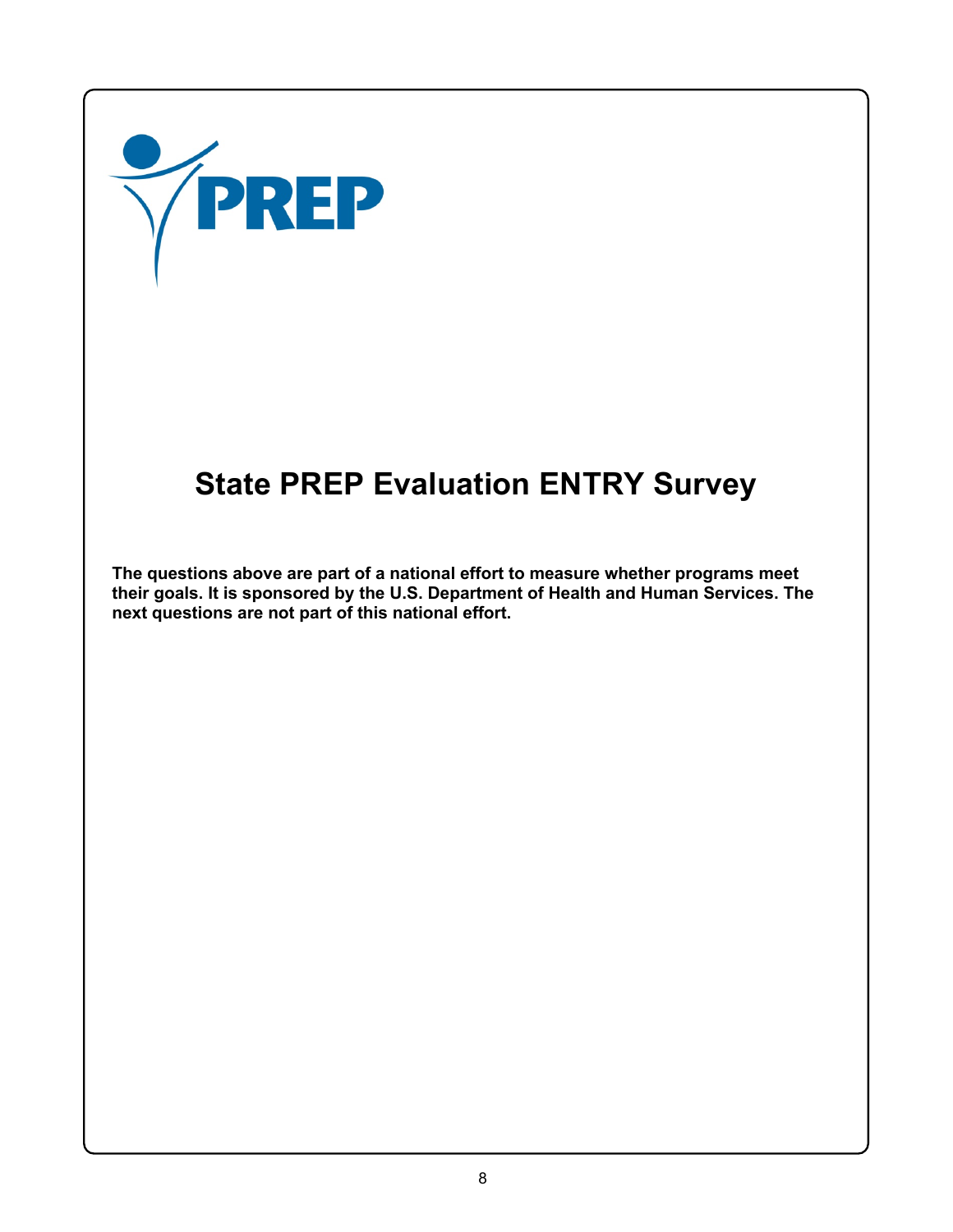PREP

# State PREP Evaluation ENTRY Survey

**The questions above are part of a national effort to measure whether programs meet their goals. It is sponsored by the U.S. Department of Health and Human Services. The next questions are not part of this national effort.**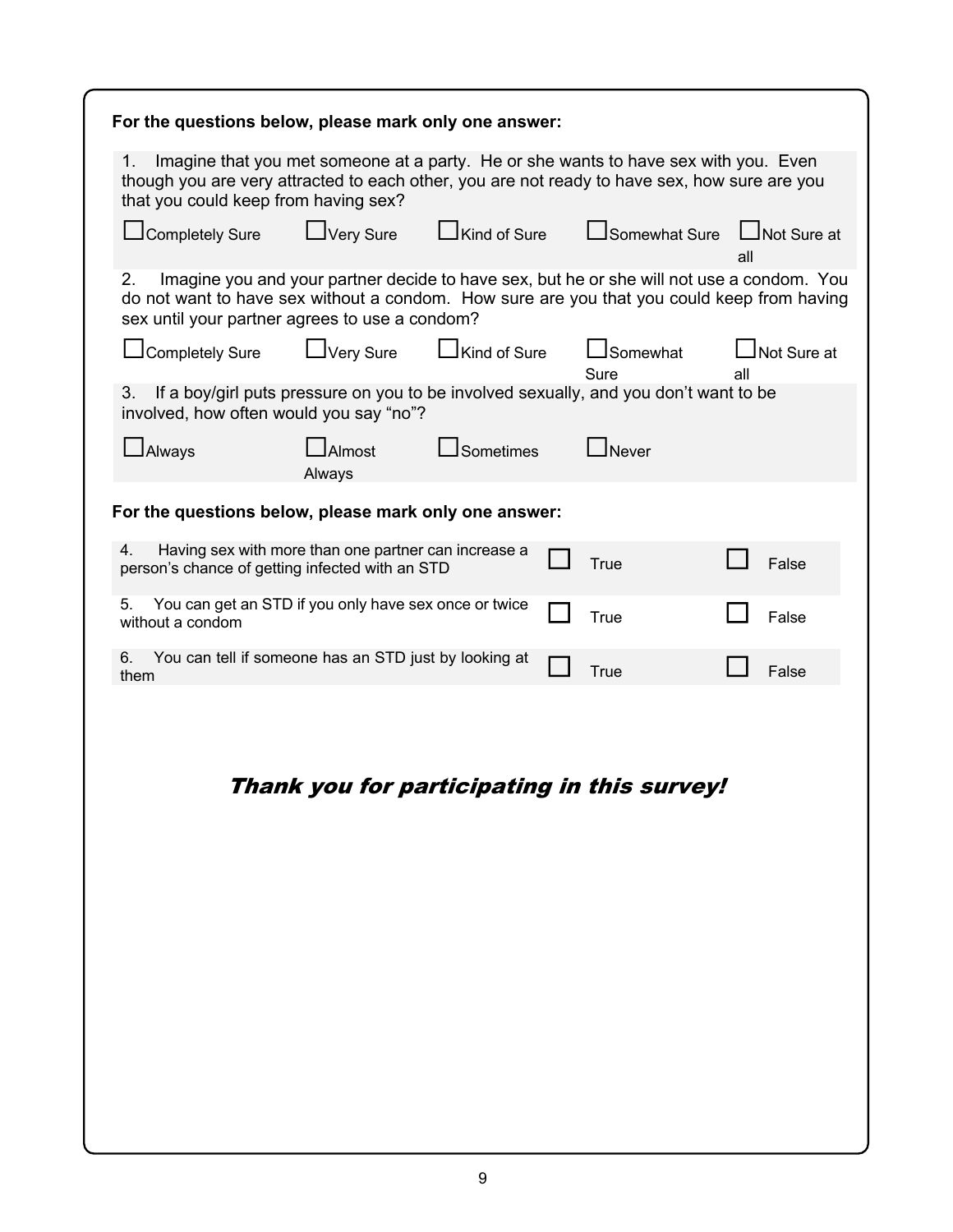**For the questions below, please mark only one answer:**

1. Imagine that you met someone at a party. He or she wants to have sex with you. Even though you are very attracted to each other, you are not ready to have sex, how sure are you that you could keep from having sex?

☐ Completely Sure ☐ Very Sure ☐ Kind of Sure ☐ Somewhat Sure ☐ Not Sure at all

2. Imagine you and your partner decide to have sex, but he or she will not use a condom. You do not want to have sex without a condom. How sure are you that you could keep from having sex until your partner agrees to use a condom?

☐ Completely Sure ☐ Very Sure ☐ Kind of Sure ☐ Somewhat Sure ☐ Not Sure at all

3. If a boy/girl puts pressure on you to be involved sexually, and you don't want to be involved, how often would you say "no"?

☐ Always ☐ Almost Always ☐ Sometimes ☐ Never

**For the questions below, please mark only one answer:**

| | | |
|---|---|---|
| 4. Having sex with more than one partner can increase a person's chance of getting infected with an STD | ☐ True | ☐ False |
| 5. You can get an STD if you only have sex once or twice without a condom | ☐ True | ☐ False |
| 6. You can tell if someone has an STD just by looking at them | ☐ True | ☐ False |

***Thank you for participating in this survey!***